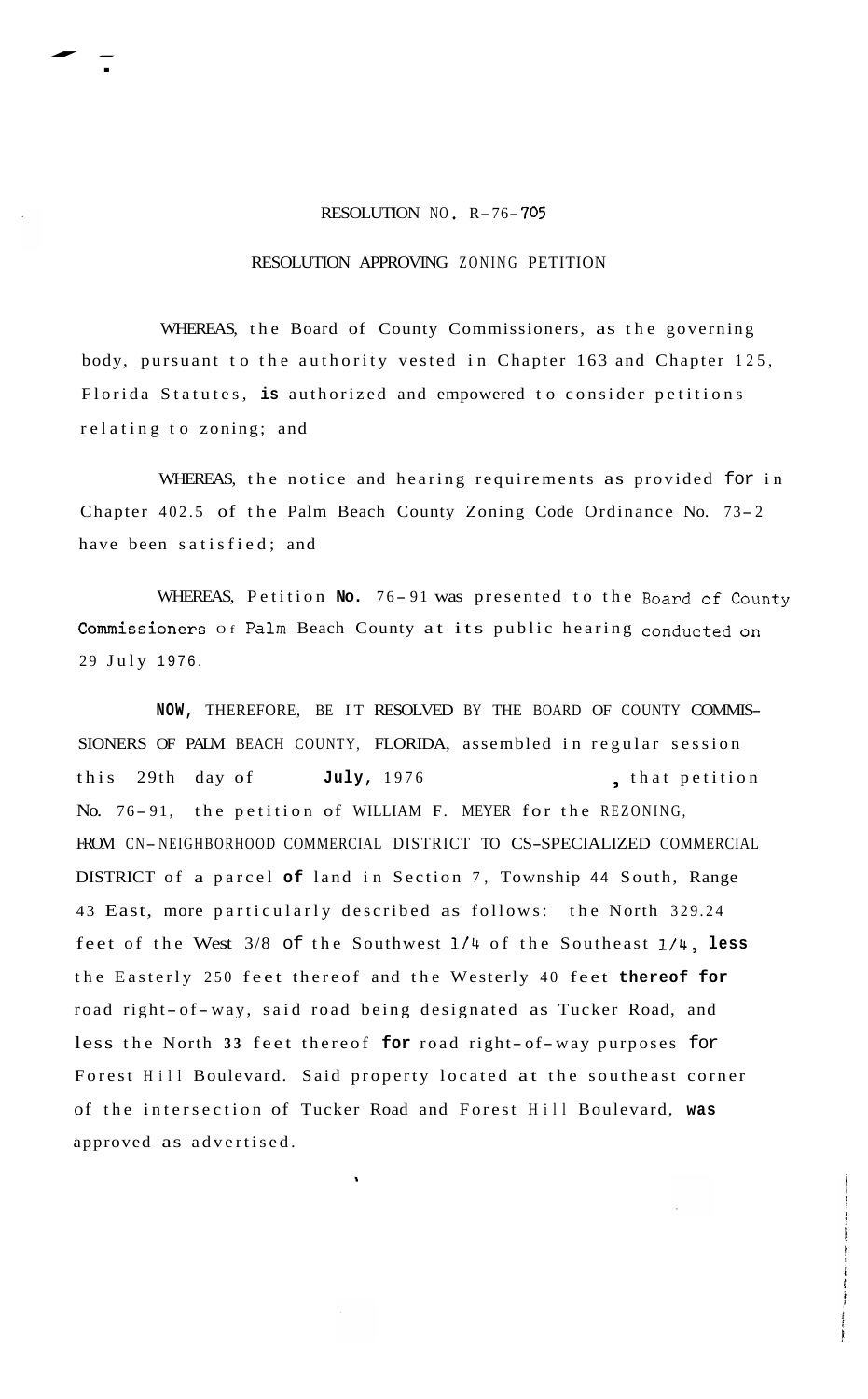# RESOLUTION NO. R-76-705

## RESOLUTION APPROVING ZONING PETITION

WHEREAS, the Board of County Commissioners, as the governing body, pursuant to the authority vested in Chapter 163 and Chapter 125, Florida Statutes, is authorized and empowered to consider petitions relating to zoning; and

WHEREAS, the notice and hearing requirements as provided for in Chapter 402.5 of the Palm Beach County Zoning Code Ordinance No. 73-2 have been satisfied; and

WHEREAS, Petition No. 76-91 was presented to the Board of County Commissioners of Palm Beach County at its public hearing conducted on 29 July 1976.

NOW, THEREFORE, BE IT RESOLVED BY THE BOARD OF COUNTY COMMISSIONERS OF PALM BEACH COUNTY, FLORIDA, assembled in regular session this 29th day of July, 1976, that petition No. 76-91, the petition of WILLIAM F. MEYER for the REZONING, FROM CN-NEIGHBORHOOD COMMERCIAL DISTRICT TO CS-SPECIALIZED COMMERCIAL DISTRICT of a parcel of land in Section 7, Township 44 South, Range 43 East, more particularly described as follows: the North 329.24 feet of the West 3/8 of the Southwest 1/4 of the Southeast 1/4, less the Easterly 250 feet thereof and the Westerly 40 feet thereof for road right-of-way, said road being designated as Tucker Road, and less the North 33 feet thereof for road right-of-way purposes for Forest Hill Boulevard. Said property located at the southeast corner of the intersection of Tucker Road and Forest Hill Boulevard, was approved as advertised.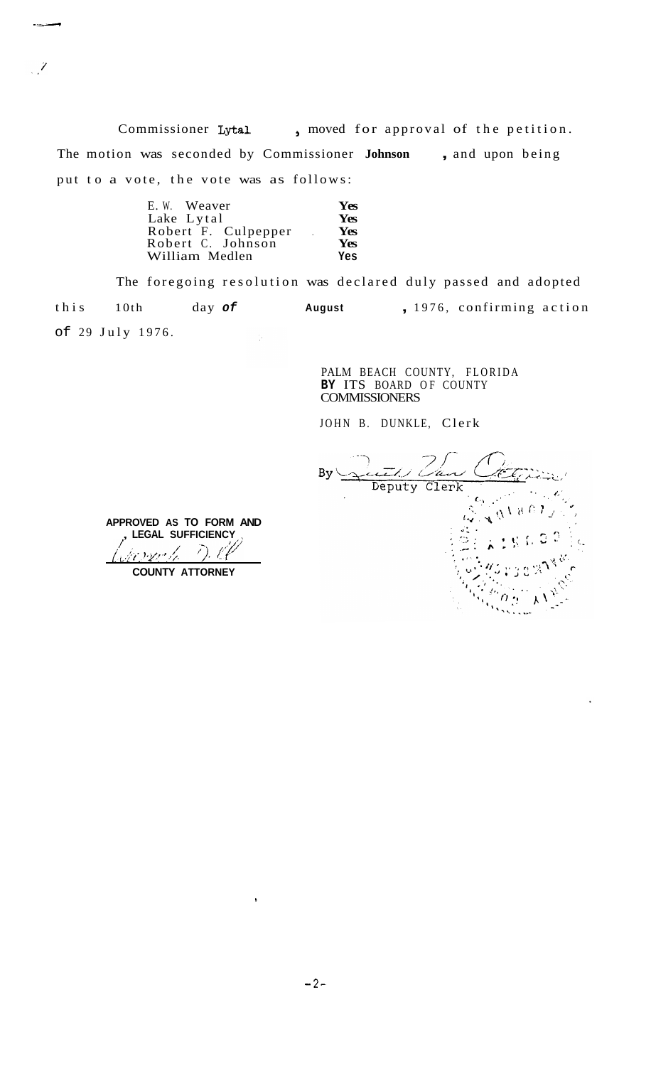Commissioner Lytal , moved for approval of the petition. The motion was seconded by Commissioner **Johnson** , and upon being put to a vote, the vote was as follows:

| | |
|---|---|
| E. W. Weaver | **Yes** |
| Lake Lytal | **Yes** |
| Robert F. Culpepper | **Yes** |
| Robert C. Johnson | **Yes** |
| William Medlen | **Yes** |

The foregoing resolution was declared duly passed and adopted this 10th day ***of*** **August** , 1976, confirming action of 29 July 1976.

PALM BEACH COUNTY, FLORIDA
**BY** ITS BOARD OF COUNTY COMMISSIONERS

JOHN B. DUNKLE, Clerk

By ______________________
Deputy Clerk

**APPROVED AS TO FORM AND LEGAL SUFFICIENCY**

______________________
**COUNTY ATTORNEY**